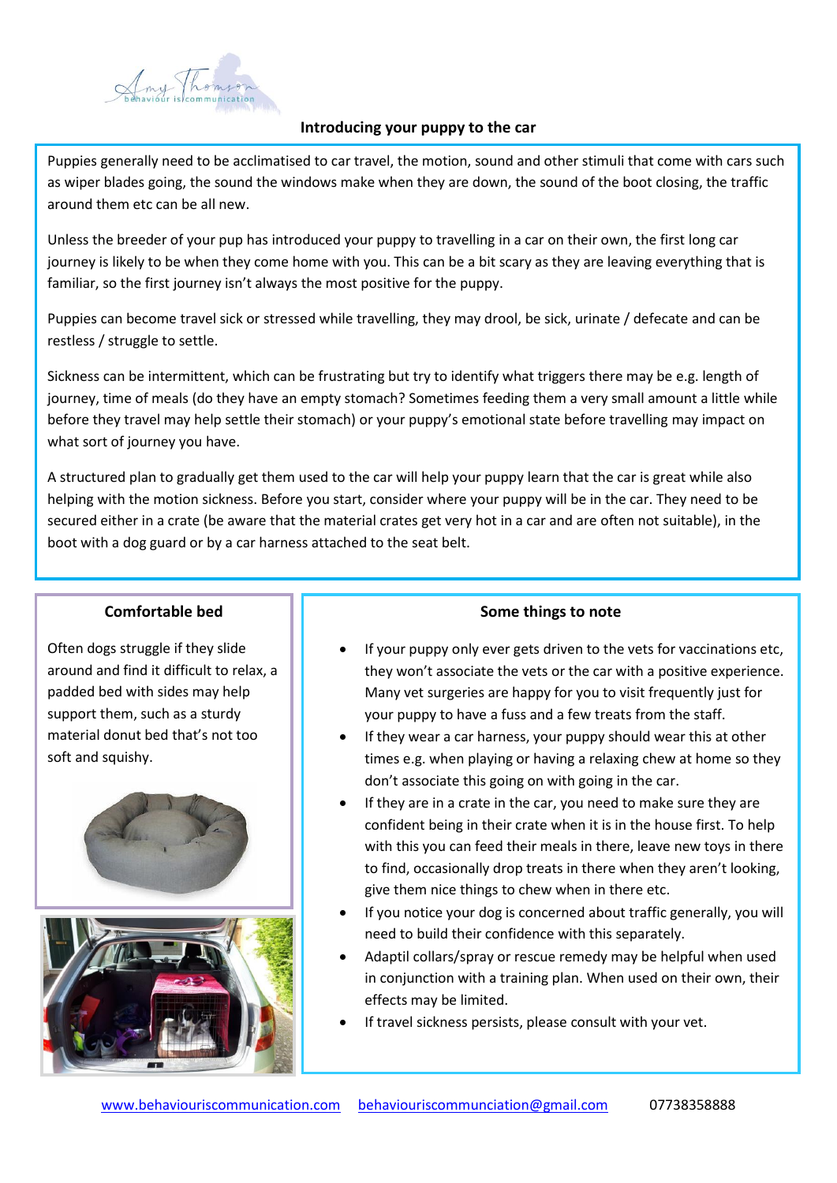# Introducing your puppy to the car

Puppies generally need to be acclimatised to car travel, the motion, sound and other stimuli that come with cars such as wiper blades going, the sound the windows make when they are down, the sound of the boot closing, the traffic around them etc can be all new.

Unless the breeder of your pup has introduced your puppy to travelling in a car on their own, the first long car journey is likely to be when they come home with you. This can be a bit scary as they are leaving everything that is familiar, so the first journey isn't always the most positive for the puppy.

Puppies can become travel sick or stressed while travelling, they may drool, be sick, urinate / defecate and can be restless / struggle to settle.

Sickness can be intermittent, which can be frustrating but try to identify what triggers there may be e.g. length of journey, time of meals (do they have an empty stomach? Sometimes feeding them a very small amount a little while before they travel may help settle their stomach) or your puppy's emotional state before travelling may impact on what sort of journey you have.

A structured plan to gradually get them used to the car will help your puppy learn that the car is great while also helping with the motion sickness. Before you start, consider where your puppy will be in the car. They need to be secured either in a crate (be aware that the material crates get very hot in a car and are often not suitable), in the boot with a dog guard or by a car harness attached to the seat belt.

## Comfortable bed

Often dogs struggle if they slide around and find it difficult to relax, a padded bed with sides may help support them, such as a sturdy material donut bed that's not too soft and squishy.

## Some things to note

- If your puppy only ever gets driven to the vets for vaccinations etc, they won't associate the vets or the car with a positive experience. Many vet surgeries are happy for you to visit frequently just for your puppy to have a fuss and a few treats from the staff.
- If they wear a car harness, your puppy should wear this at other times e.g. when playing or having a relaxing chew at home so they don't associate this going on with going in the car.
- If they are in a crate in the car, you need to make sure they are confident being in their crate when it is in the house first. To help with this you can feed their meals in there, leave new toys in there to find, occasionally drop treats in there when they aren't looking, give them nice things to chew when in there etc.
- If you notice your dog is concerned about traffic generally, you will need to build their confidence with this separately.
- Adaptil collars/spray or rescue remedy may be helpful when used in conjunction with a training plan. When used on their own, their effects may be limited.
- If travel sickness persists, please consult with your vet.

www.behaviouriscommunication.com behaviouriscommunciation@gmail.com 07738358888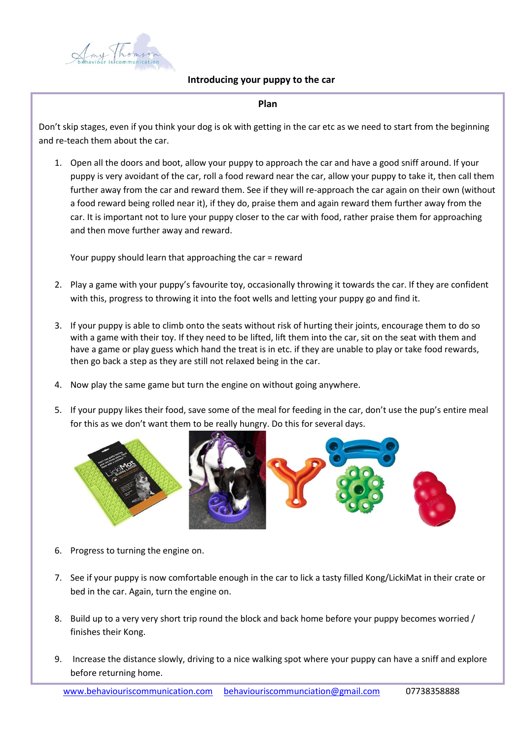### Introducing your puppy to the car

#### Plan

Don't skip stages, even if you think your dog is ok with getting in the car etc as we need to start from the beginning and re-teach them about the car.

1. Open all the doors and boot, allow your puppy to approach the car and have a good sniff around. If your puppy is very avoidant of the car, roll a food reward near the car, allow your puppy to take it, then call them further away from the car and reward them. See if they will re-approach the car again on their own (without a food reward being rolled near it), if they do, praise them and again reward them further away from the car. It is important not to lure your puppy closer to the car with food, rather praise them for approaching and then move further away and reward.

   Your puppy should learn that approaching the car = reward

2. Play a game with your puppy's favourite toy, occasionally throwing it towards the car. If they are confident with this, progress to throwing it into the foot wells and letting your puppy go and find it.

3. If your puppy is able to climb onto the seats without risk of hurting their joints, encourage them to do so with a game with their toy. If they need to be lifted, lift them into the car, sit on the seat with them and have a game or play guess which hand the treat is in etc. if they are unable to play or take food rewards, then go back a step as they are still not relaxed being in the car.

4. Now play the same game but turn the engine on without going anywhere.

5. If your puppy likes their food, save some of the meal for feeding in the car, don't use the pup's entire meal for this as we don't want them to be really hungry. Do this for several days.

6. Progress to turning the engine on.

7. See if your puppy is now comfortable enough in the car to lick a tasty filled Kong/LickiMat in their crate or bed in the car. Again, turn the engine on.

8. Build up to a very very short trip round the block and back home before your puppy becomes worried / finishes their Kong.

9. Increase the distance slowly, driving to a nice walking spot where your puppy can have a sniff and explore before returning home.

www.behaviouriscommunication.com behaviouriscommunciation@gmail.com 07738358888